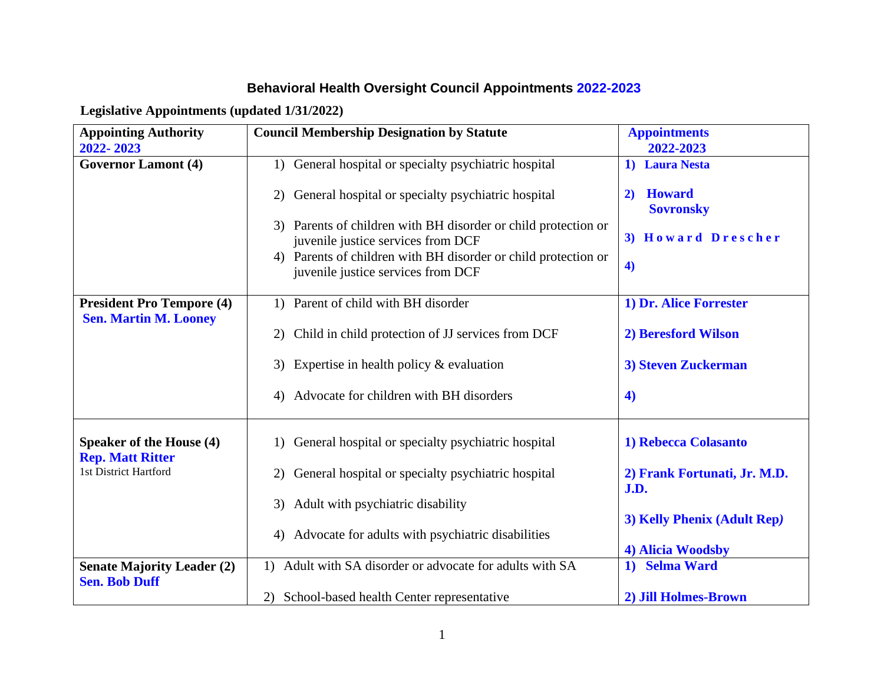## Behavioral Health Oversight Council Appointments 2022-2023

**Legislative Appointments (updated 1/31/2022)**

| Appointing Authority 2022- 2023 | Council Membership Designation by Statute | Appointments 2022-2023 |
|---|---|---|
| **Governor Lamont (4)** | 1) General hospital or specialty psychiatric hospital<br>2) General hospital or specialty psychiatric hospital<br>3) Parents of children with BH disorder or child protection or juvenile justice services from DCF<br>4) Parents of children with BH disorder or child protection or juvenile justice services from DCF | **1) Laura Nesta**<br>**2) Howard Sovronsky**<br>**3) Howard Drescher**<br>**4)** |
| **President Pro Tempore (4)** **Sen. Martin M. Looney** | 1) Parent of child with BH disorder<br>2) Child in child protection of JJ services from DCF<br>3) Expertise in health policy & evaluation<br>4) Advocate for children with BH disorders | **1) Dr. Alice Forrester**<br>**2) Beresford Wilson**<br>**3) Steven Zuckerman**<br>**4)** |
| **Speaker of the House (4)** **Rep. Matt Ritter** 1st District Hartford | 1) General hospital or specialty psychiatric hospital<br>2) General hospital or specialty psychiatric hospital<br>3) Adult with psychiatric disability<br>4) Advocate for adults with psychiatric disabilities | **1) Rebecca Colasanto**<br>**2) Frank Fortunati, Jr. M.D. J.D.**<br>**3) Kelly Phenix (Adult Rep)**<br>**4) Alicia Woodsby** |
| **Senate Majority Leader (2)** **Sen. Bob Duff** | 1) Adult with SA disorder or advocate for adults with SA<br>2) School-based health Center representative | **1) Selma Ward**<br>**2) Jill Holmes-Brown** |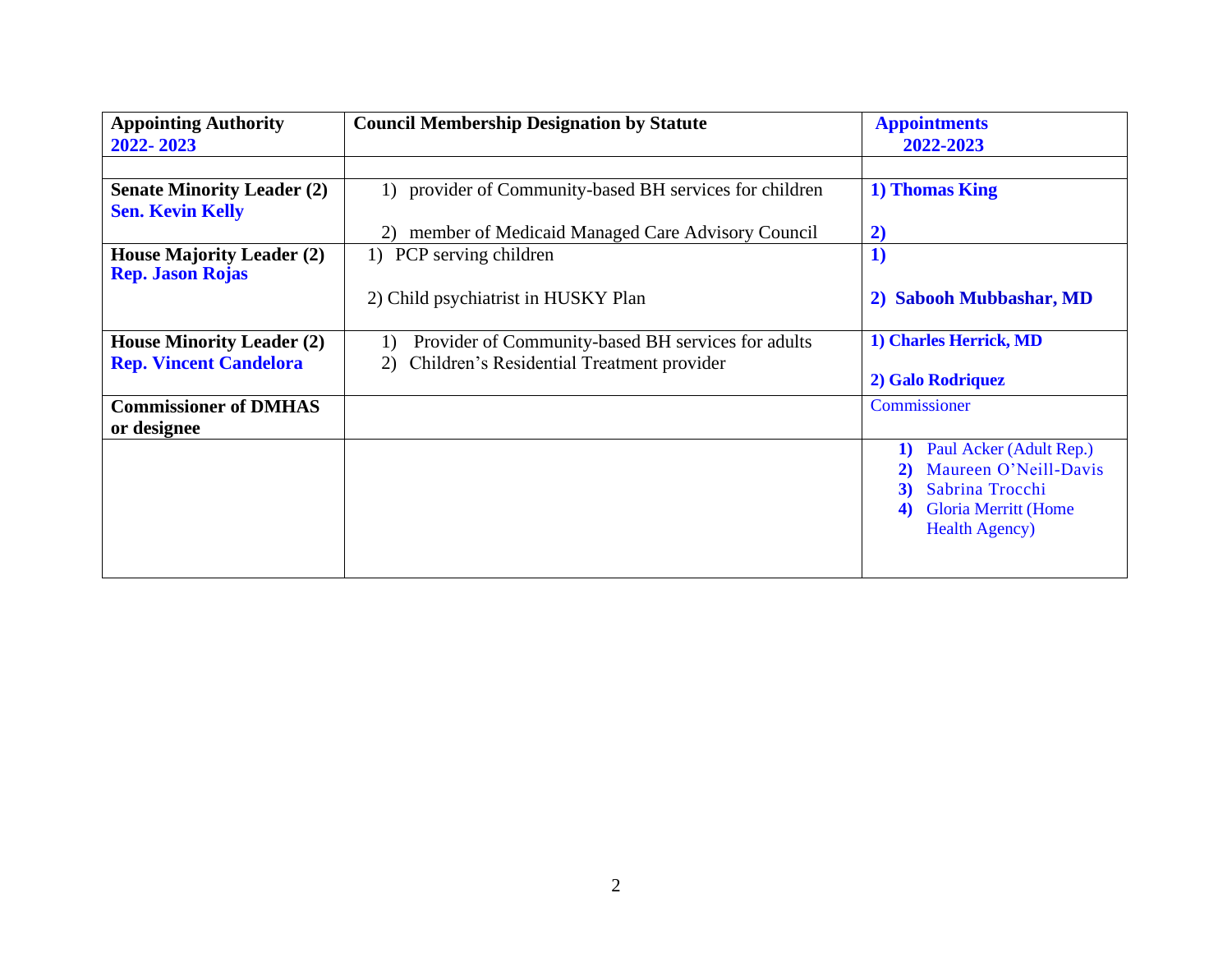| **Appointing Authority 2022- 2023** | **Council Membership Designation by Statute** | **Appointments 2022-2023** |
|---|---|---|
| | | |
| **Senate Minority Leader (2)** **Sen. Kevin Kelly** | 1) provider of Community-based BH services for children<br><br>2) member of Medicaid Managed Care Advisory Council | **1) Thomas King**<br><br>**2)** |
| **House Majority Leader (2)** **Rep. Jason Rojas** | 1) PCP serving children<br><br>2) Child psychiatrist in HUSKY Plan | **1)**<br><br>**2) Sabooh Mubbashar, MD** |
| **House Minority Leader (2)** **Rep. Vincent Candelora** | 1) Provider of Community-based BH services for adults<br>2) Children's Residential Treatment provider | **1) Charles Herrick, MD**<br><br>**2) Galo Rodriquez** |
| **Commissioner of DMHAS or designee** | | Commissioner |
| | | **1)** Paul Acker (Adult Rep.)<br>**2)** Maureen O'Neill-Davis<br>**3)** Sabrina Trocchi<br>**4)** Gloria Merritt (Home Health Agency) |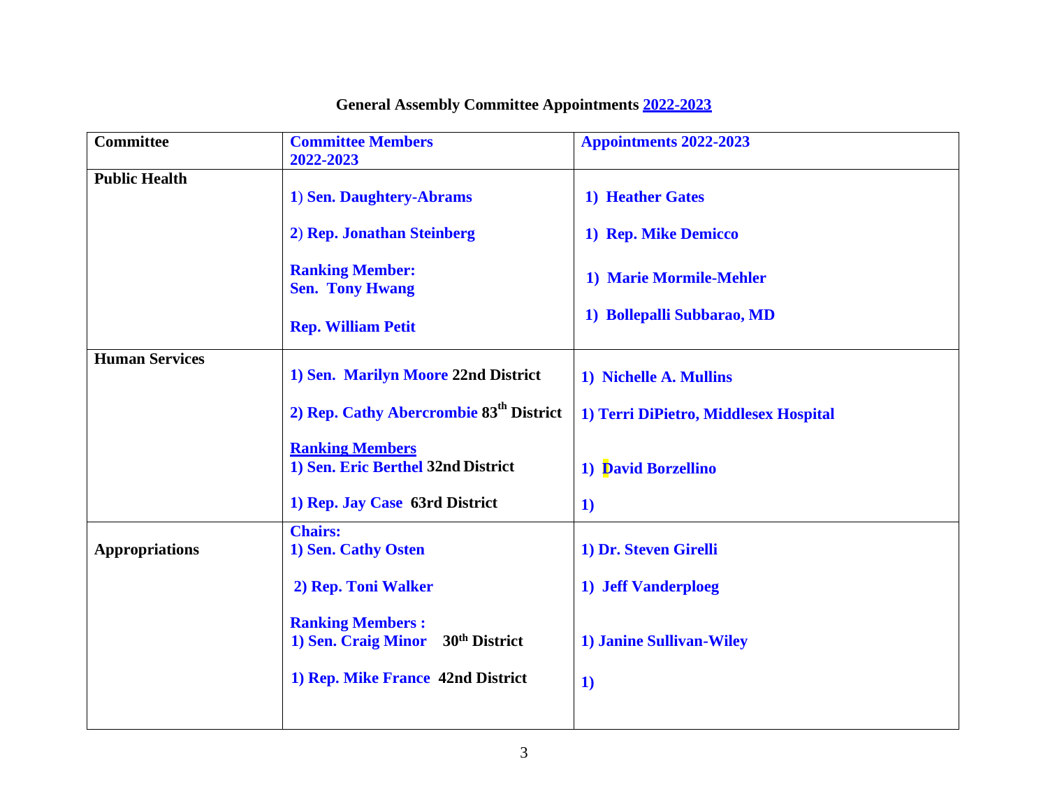**General Assembly Committee Appointments 2022-2023**

| Committee | Committee Members 2022-2023 | Appointments 2022-2023 |
|---|---|---|
| **Public Health** | 1) Sen. Daughtery-Abrams<br><br>2) Rep. Jonathan Steinberg<br><br>Ranking Member:<br>Sen. Tony Hwang<br><br>Rep. William Petit | 1) Heather Gates<br><br>1) Rep. Mike Demicco<br><br>1) Marie Mormile-Mehler<br><br>1) Bollepalli Subbarao, MD |
| **Human Services** | 1) Sen. Marilyn Moore 22nd District<br><br>2) Rep. Cathy Abercrombie 83th District<br><br>Ranking Members<br>1) Sen. Eric Berthel 32nd District<br><br>1) Rep. Jay Case 63rd District | 1) Nichelle A. Mullins<br><br>1) Terri DiPietro, Middlesex Hospital<br><br>1) David Borzellino<br><br>1) |
| **Appropriations** | Chairs:<br>1) Sen. Cathy Osten<br><br>2) Rep. Toni Walker<br><br>Ranking Members :<br>1) Sen. Craig Minor 30th District<br><br>1) Rep. Mike France 42nd District | 1) Dr. Steven Girelli<br><br>1) Jeff Vanderploeg<br><br>1) Janine Sullivan-Wiley<br><br>1) |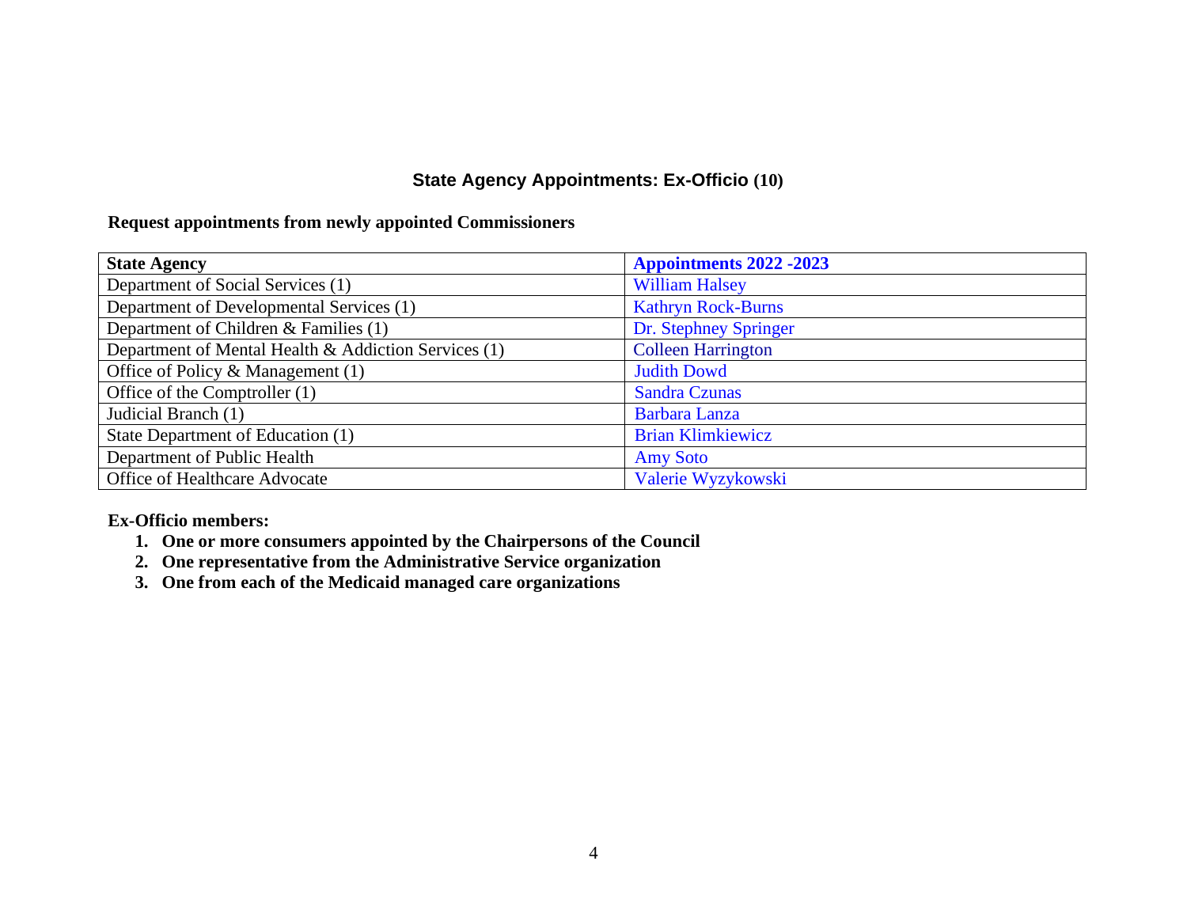## State Agency Appointments: Ex-Officio (10)

**Request appointments from newly appointed Commissioners**

| State Agency | Appointments 2022 -2023 |
|---|---|
| Department of Social Services (1) | William Halsey |
| Department of Developmental Services (1) | Kathryn Rock-Burns |
| Department of Children & Families (1) | Dr. Stephney Springer |
| Department of Mental Health & Addiction Services (1) | Colleen Harrington |
| Office of Policy & Management (1) | Judith Dowd |
| Office of the Comptroller (1) | Sandra Czunas |
| Judicial Branch (1) | Barbara Lanza |
| State Department of Education (1) | Brian Klimkiewicz |
| Department of Public Health | Amy Soto |
| Office of Healthcare Advocate | Valerie Wyzykowski |

**Ex-Officio members:**

1. **One or more consumers appointed by the Chairpersons of the Council**
2. **One representative from the Administrative Service organization**
3. **One from each of the Medicaid managed care organizations**